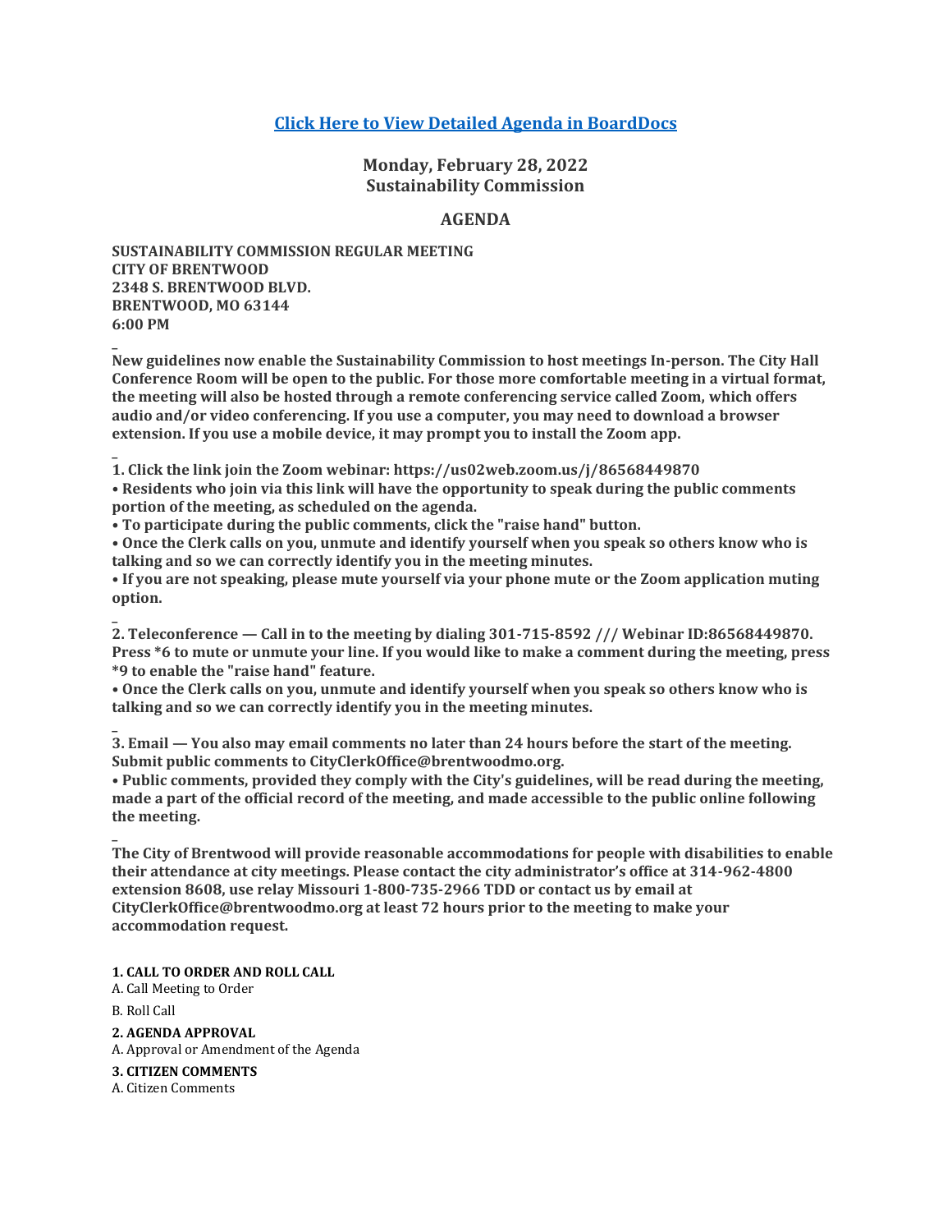[Click Here to View Detailed Agenda in BoardDocs]

## Monday, February 28, 2022
## Sustainability Commission

## AGENDA

**SUSTAINABILITY COMMISSION REGULAR MEETING**
**CITY OF BRENTWOOD**
**2348 S. BRENTWOOD BLVD.**
**BRENTWOOD, MO 63144**
**6:00 PM**

_
**New guidelines now enable the Sustainability Commission to host meetings In-person. The City Hall Conference Room will be open to the public. For those more comfortable meeting in a virtual format, the meeting will also be hosted through a remote conferencing service called Zoom, which offers audio and/or video conferencing. If you use a computer, you may need to download a browser extension. If you use a mobile device, it may prompt you to install the Zoom app.**

_
**1. Click the link join the Zoom webinar: https://us02web.zoom.us/j/86568449870**
**• Residents who join via this link will have the opportunity to speak during the public comments portion of the meeting, as scheduled on the agenda.**
**• To participate during the public comments, click the "raise hand" button.**
**• Once the Clerk calls on you, unmute and identify yourself when you speak so others know who is talking and so we can correctly identify you in the meeting minutes.**
**• If you are not speaking, please mute yourself via your phone mute or the Zoom application muting option.**

_
**2. Teleconference — Call in to the meeting by dialing 301-715-8592 /// Webinar ID:86568449870. Press *6 to mute or unmute your line. If you would like to make a comment during the meeting, press *9 to enable the "raise hand" feature.**
**• Once the Clerk calls on you, unmute and identify yourself when you speak so others know who is talking and so we can correctly identify you in the meeting minutes.**

_
**3. Email — You also may email comments no later than 24 hours before the start of the meeting. Submit public comments to CityClerkOffice@brentwoodmo.org.**
**• Public comments, provided they comply with the City's guidelines, will be read during the meeting, made a part of the official record of the meeting, and made accessible to the public online following the meeting.**

_
**The City of Brentwood will provide reasonable accommodations for people with disabilities to enable their attendance at city meetings. Please contact the city administrator's office at 314-962-4800 extension 8608, use relay Missouri 1-800-735-2966 TDD or contact us by email at CityClerkOffice@brentwoodmo.org at least 72 hours prior to the meeting to make your accommodation request.**

**1. CALL TO ORDER AND ROLL CALL**

A. Call Meeting to Order

B. Roll Call

**2. AGENDA APPROVAL**

A. Approval or Amendment of the Agenda

**3. CITIZEN COMMENTS**

A. Citizen Comments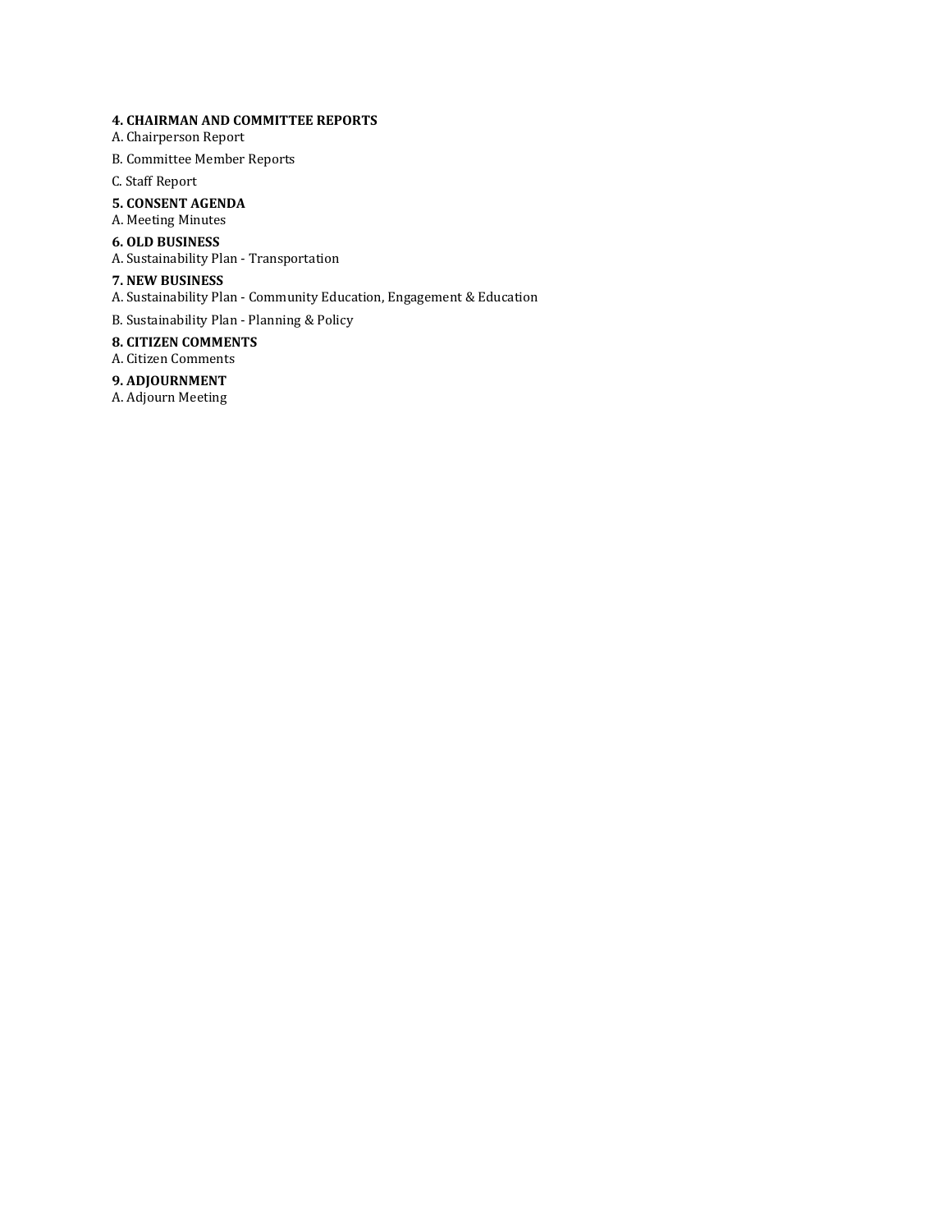**4. CHAIRMAN AND COMMITTEE REPORTS**

A. Chairperson Report

B. Committee Member Reports

C. Staff Report

**5. CONSENT AGENDA**

A. Meeting Minutes

**6. OLD BUSINESS**

A. Sustainability Plan - Transportation

**7. NEW BUSINESS**

A. Sustainability Plan - Community Education, Engagement & Education

B. Sustainability Plan - Planning & Policy

**8. CITIZEN COMMENTS**

A. Citizen Comments

**9. ADJOURNMENT**

A. Adjourn Meeting